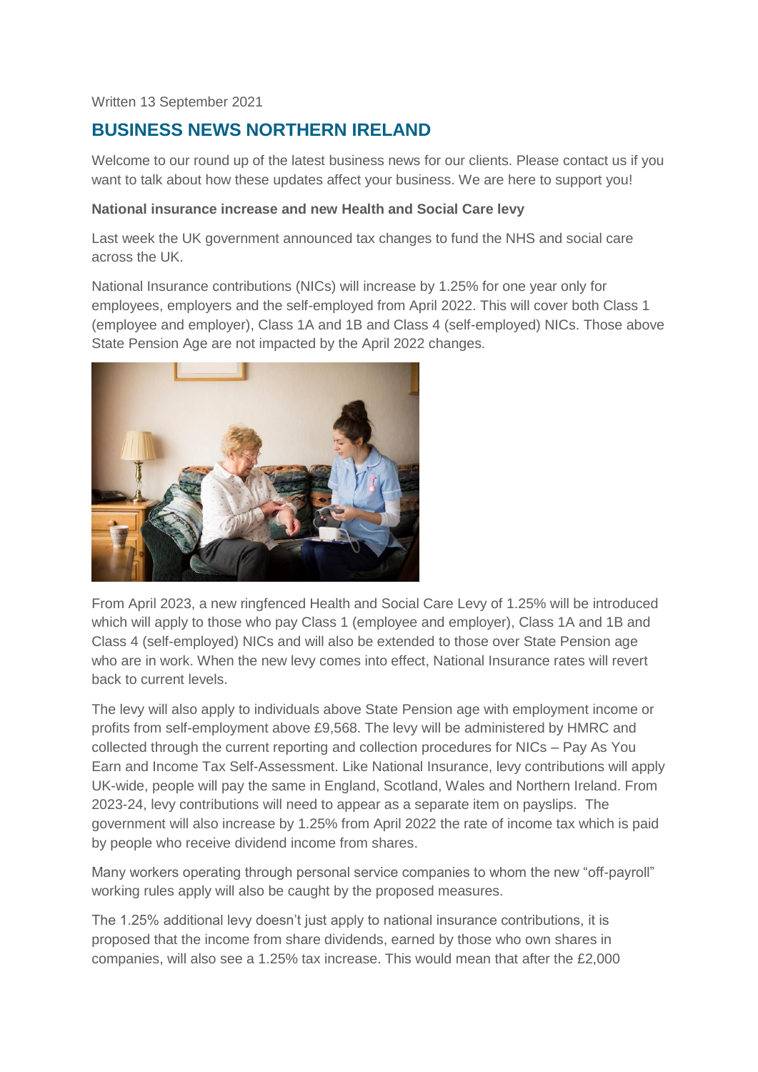Written 13 September 2021

## BUSINESS NEWS NORTHERN IRELAND

Welcome to our round up of the latest business news for our clients. Please contact us if you want to talk about how these updates affect your business. We are here to support you!

**National insurance increase and new Health and Social Care levy**

Last week the UK government announced tax changes to fund the NHS and social care across the UK.

National Insurance contributions (NICs) will increase by 1.25% for one year only for employees, employers and the self-employed from April 2022. This will cover both Class 1 (employee and employer), Class 1A and 1B and Class 4 (self-employed) NICs. Those above State Pension Age are not impacted by the April 2022 changes.

From April 2023, a new ringfenced Health and Social Care Levy of 1.25% will be introduced which will apply to those who pay Class 1 (employee and employer), Class 1A and 1B and Class 4 (self-employed) NICs and will also be extended to those over State Pension age who are in work. When the new levy comes into effect, National Insurance rates will revert back to current levels.

The levy will also apply to individuals above State Pension age with employment income or profits from self-employment above £9,568. The levy will be administered by HMRC and collected through the current reporting and collection procedures for NICs – Pay As You Earn and Income Tax Self-Assessment. Like National Insurance, levy contributions will apply UK-wide, people will pay the same in England, Scotland, Wales and Northern Ireland. From 2023-24, levy contributions will need to appear as a separate item on payslips. The government will also increase by 1.25% from April 2022 the rate of income tax which is paid by people who receive dividend income from shares.

Many workers operating through personal service companies to whom the new "off-payroll" working rules apply will also be caught by the proposed measures.

The 1.25% additional levy doesn't just apply to national insurance contributions, it is proposed that the income from share dividends, earned by those who own shares in companies, will also see a 1.25% tax increase. This would mean that after the £2,000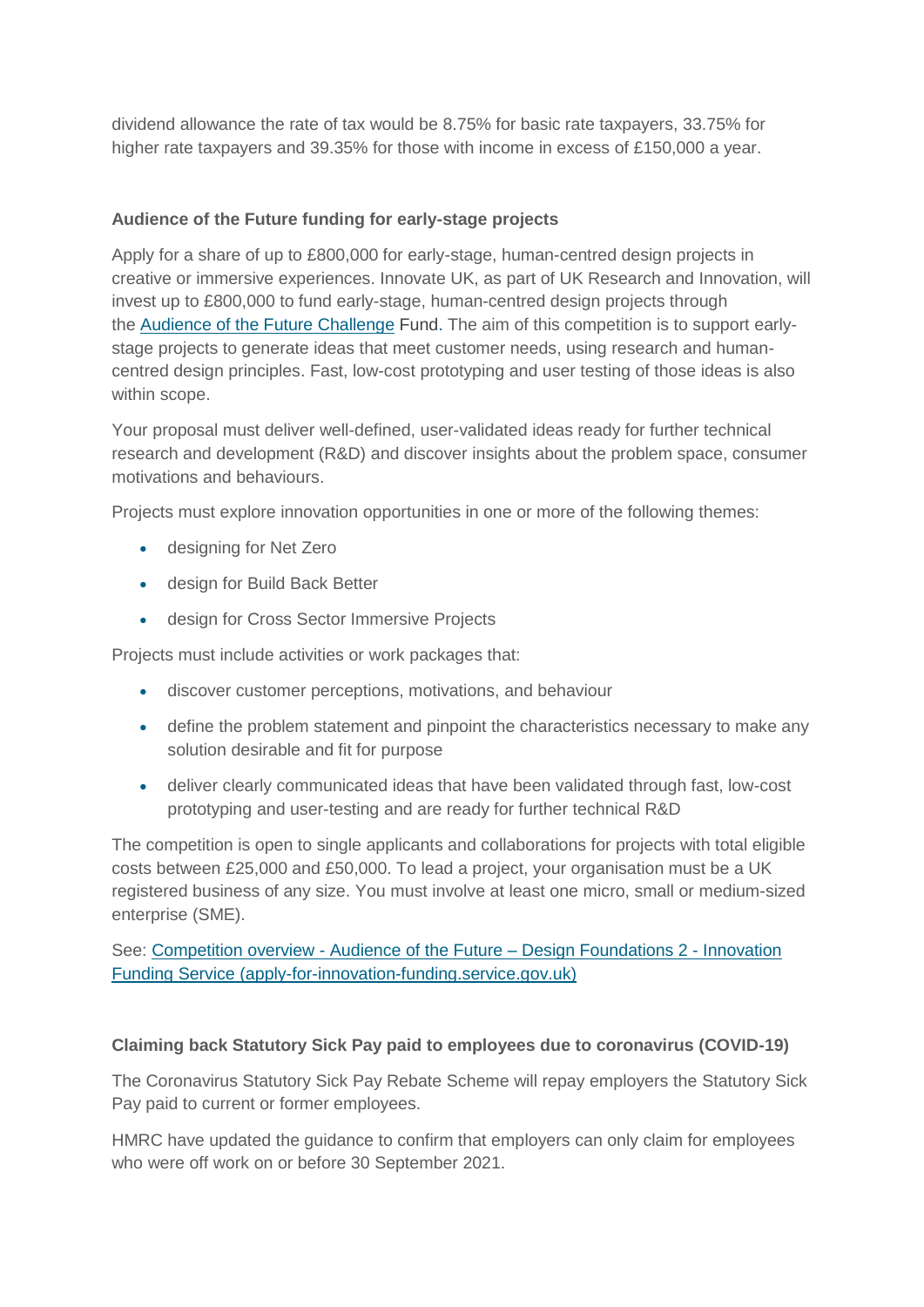dividend allowance the rate of tax would be 8.75% for basic rate taxpayers, 33.75% for higher rate taxpayers and 39.35% for those with income in excess of £150,000 a year.

**Audience of the Future funding for early-stage projects**

Apply for a share of up to £800,000 for early-stage, human-centred design projects in creative or immersive experiences. Innovate UK, as part of UK Research and Innovation, will invest up to £800,000 to fund early-stage, human-centred design projects through the [Audience of the Future Challenge]() Fund. The aim of this competition is to support early-stage projects to generate ideas that meet customer needs, using research and human-centred design principles. Fast, low-cost prototyping and user testing of those ideas is also within scope.

Your proposal must deliver well-defined, user-validated ideas ready for further technical research and development (R&D) and discover insights about the problem space, consumer motivations and behaviours.

Projects must explore innovation opportunities in one or more of the following themes:

- designing for Net Zero
- design for Build Back Better
- design for Cross Sector Immersive Projects

Projects must include activities or work packages that:

- discover customer perceptions, motivations, and behaviour
- define the problem statement and pinpoint the characteristics necessary to make any solution desirable and fit for purpose
- deliver clearly communicated ideas that have been validated through fast, low-cost prototyping and user-testing and are ready for further technical R&D

The competition is open to single applicants and collaborations for projects with total eligible costs between £25,000 and £50,000. To lead a project, your organisation must be a UK registered business of any size. You must involve at least one micro, small or medium-sized enterprise (SME).

See: [Competition overview - Audience of the Future – Design Foundations 2 - Innovation Funding Service (apply-for-innovation-funding.service.gov.uk)]()

**Claiming back Statutory Sick Pay paid to employees due to coronavirus (COVID-19)**

The Coronavirus Statutory Sick Pay Rebate Scheme will repay employers the Statutory Sick Pay paid to current or former employees.

HMRC have updated the guidance to confirm that employers can only claim for employees who were off work on or before 30 September 2021.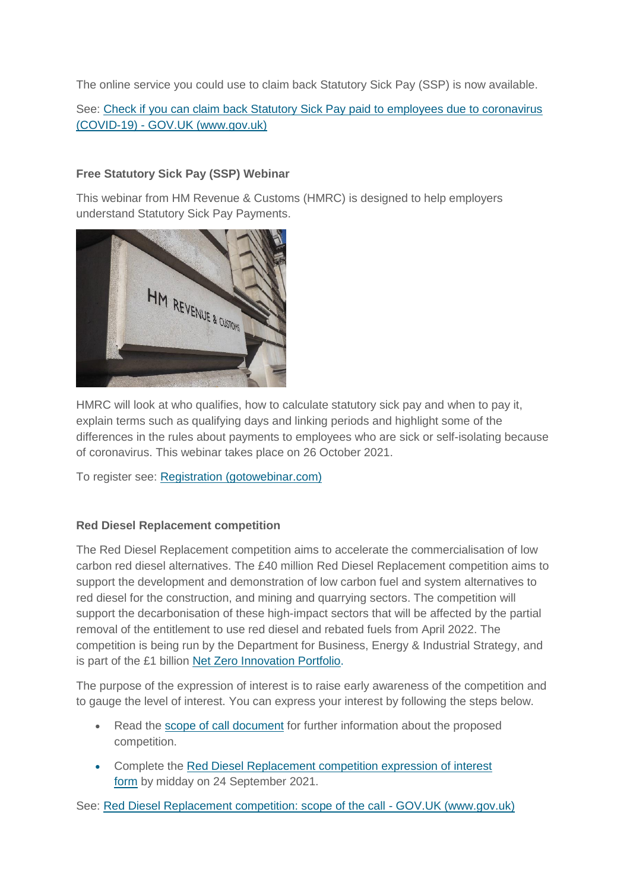The online service you could use to claim back Statutory Sick Pay (SSP) is now available.

See: [Check if you can claim back Statutory Sick Pay paid to employees due to coronavirus (COVID-19) - GOV.UK (www.gov.uk)]

**Free Statutory Sick Pay (SSP) Webinar**

This webinar from HM Revenue & Customs (HMRC) is designed to help employers understand Statutory Sick Pay Payments.

HMRC will look at who qualifies, how to calculate statutory sick pay and when to pay it, explain terms such as qualifying days and linking periods and highlight some of the differences in the rules about payments to employees who are sick or self-isolating because of coronavirus. This webinar takes place on 26 October 2021.

To register see: [Registration (gotowebinar.com)]

**Red Diesel Replacement competition**

The Red Diesel Replacement competition aims to accelerate the commercialisation of low carbon red diesel alternatives. The £40 million Red Diesel Replacement competition aims to support the development and demonstration of low carbon fuel and system alternatives to red diesel for the construction, and mining and quarrying sectors. The competition will support the decarbonisation of these high-impact sectors that will be affected by the partial removal of the entitlement to use red diesel and rebated fuels from April 2022. The competition is being run by the Department for Business, Energy & Industrial Strategy, and is part of the £1 billion [Net Zero Innovation Portfolio].

The purpose of the expression of interest is to raise early awareness of the competition and to gauge the level of interest. You can express your interest by following the steps below.

- Read the [scope of call document] for further information about the proposed competition.
- Complete the [Red Diesel Replacement competition expression of interest form] by midday on 24 September 2021.

See: [Red Diesel Replacement competition: scope of the call - GOV.UK (www.gov.uk)]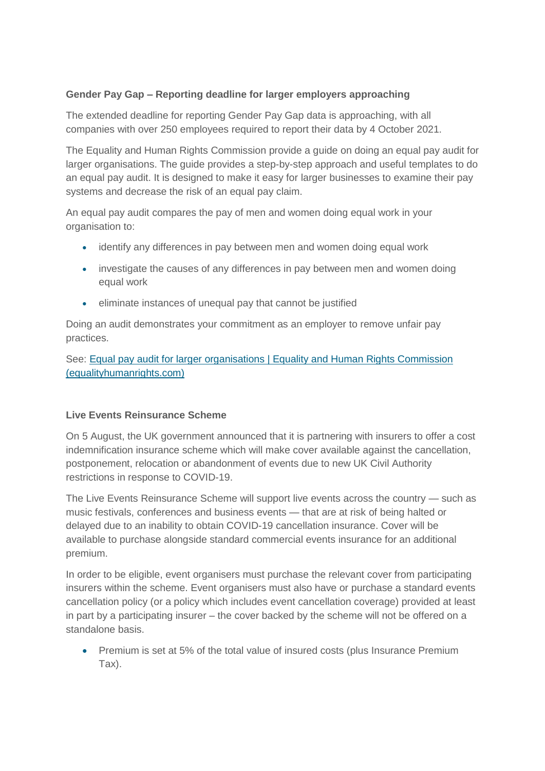**Gender Pay Gap – Reporting deadline for larger employers approaching**

The extended deadline for reporting Gender Pay Gap data is approaching, with all companies with over 250 employees required to report their data by 4 October 2021.

The Equality and Human Rights Commission provide a guide on doing an equal pay audit for larger organisations. The guide provides a step-by-step approach and useful templates to do an equal pay audit. It is designed to make it easy for larger businesses to examine their pay systems and decrease the risk of an equal pay claim.

An equal pay audit compares the pay of men and women doing equal work in your organisation to:

- identify any differences in pay between men and women doing equal work
- investigate the causes of any differences in pay between men and women doing equal work
- eliminate instances of unequal pay that cannot be justified

Doing an audit demonstrates your commitment as an employer to remove unfair pay practices.

See: [Equal pay audit for larger organisations | Equality and Human Rights Commission (equalityhumanrights.com)](equalityhumanrights.com)

**Live Events Reinsurance Scheme**

On 5 August, the UK government announced that it is partnering with insurers to offer a cost indemnification insurance scheme which will make cover available against the cancellation, postponement, relocation or abandonment of events due to new UK Civil Authority restrictions in response to COVID-19.

The Live Events Reinsurance Scheme will support live events across the country — such as music festivals, conferences and business events — that are at risk of being halted or delayed due to an inability to obtain COVID-19 cancellation insurance. Cover will be available to purchase alongside standard commercial events insurance for an additional premium.

In order to be eligible, event organisers must purchase the relevant cover from participating insurers within the scheme. Event organisers must also have or purchase a standard events cancellation policy (or a policy which includes event cancellation coverage) provided at least in part by a participating insurer – the cover backed by the scheme will not be offered on a standalone basis.

- Premium is set at 5% of the total value of insured costs (plus Insurance Premium Tax).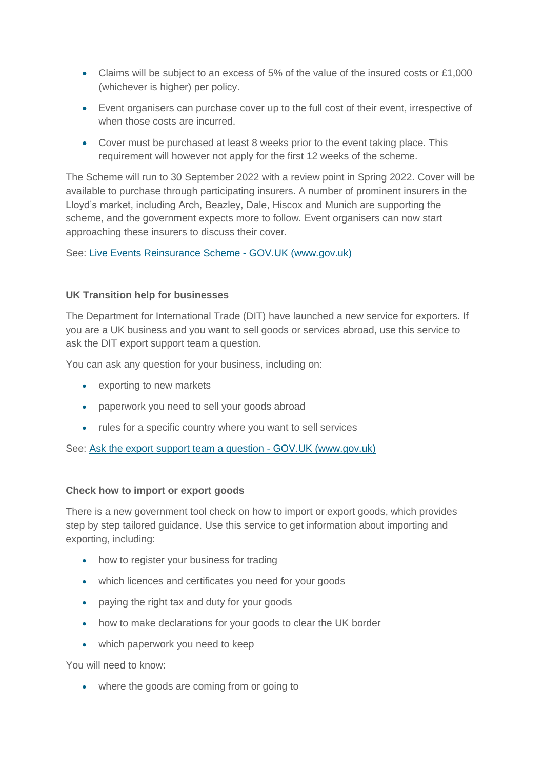- Claims will be subject to an excess of 5% of the value of the insured costs or £1,000 (whichever is higher) per policy.
- Event organisers can purchase cover up to the full cost of their event, irrespective of when those costs are incurred.
- Cover must be purchased at least 8 weeks prior to the event taking place. This requirement will however not apply for the first 12 weeks of the scheme.

The Scheme will run to 30 September 2022 with a review point in Spring 2022. Cover will be available to purchase through participating insurers. A number of prominent insurers in the Lloyd's market, including Arch, Beazley, Dale, Hiscox and Munich are supporting the scheme, and the government expects more to follow. Event organisers can now start approaching these insurers to discuss their cover.

See: [Live Events Reinsurance Scheme - GOV.UK (www.gov.uk)]()

**UK Transition help for businesses**

The Department for International Trade (DIT) have launched a new service for exporters. If you are a UK business and you want to sell goods or services abroad, use this service to ask the DIT export support team a question.

You can ask any question for your business, including on:

- exporting to new markets
- paperwork you need to sell your goods abroad
- rules for a specific country where you want to sell services

See: [Ask the export support team a question - GOV.UK (www.gov.uk)]()

**Check how to import or export goods**

There is a new government tool check on how to import or export goods, which provides step by step tailored guidance. Use this service to get information about importing and exporting, including:

- how to register your business for trading
- which licences and certificates you need for your goods
- paying the right tax and duty for your goods
- how to make declarations for your goods to clear the UK border
- which paperwork you need to keep

You will need to know:

- where the goods are coming from or going to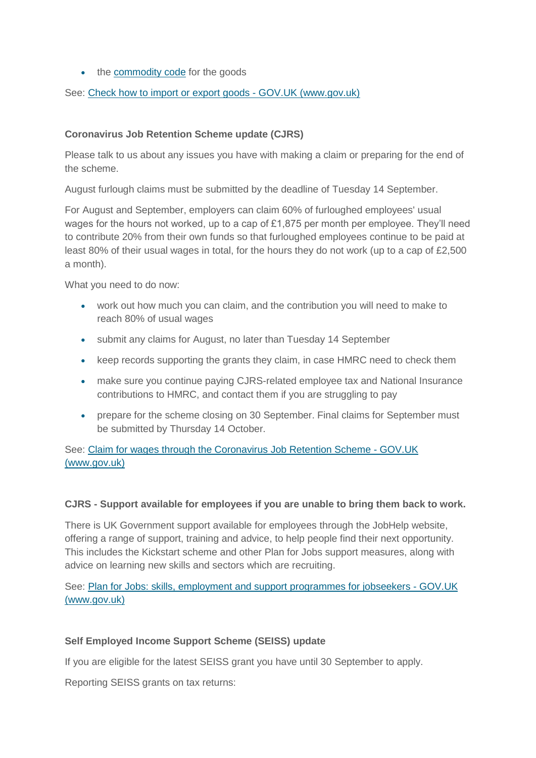- the [commodity code](#) for the goods

See: [Check how to import or export goods - GOV.UK (www.gov.uk)](#)

**Coronavirus Job Retention Scheme update (CJRS)**

Please talk to us about any issues you have with making a claim or preparing for the end of the scheme.

August furlough claims must be submitted by the deadline of Tuesday 14 September.

For August and September, employers can claim 60% of furloughed employees' usual wages for the hours not worked, up to a cap of £1,875 per month per employee. They'll need to contribute 20% from their own funds so that furloughed employees continue to be paid at least 80% of their usual wages in total, for the hours they do not work (up to a cap of £2,500 a month).

What you need to do now:

- work out how much you can claim, and the contribution you will need to make to reach 80% of usual wages
- submit any claims for August, no later than Tuesday 14 September
- keep records supporting the grants they claim, in case HMRC need to check them
- make sure you continue paying CJRS-related employee tax and National Insurance contributions to HMRC, and contact them if you are struggling to pay
- prepare for the scheme closing on 30 September. Final claims for September must be submitted by Thursday 14 October.

See: [Claim for wages through the Coronavirus Job Retention Scheme - GOV.UK (www.gov.uk)](#)

**CJRS - Support available for employees if you are unable to bring them back to work.**

There is UK Government support available for employees through the JobHelp website, offering a range of support, training and advice, to help people find their next opportunity. This includes the Kickstart scheme and other Plan for Jobs support measures, along with advice on learning new skills and sectors which are recruiting.

See: [Plan for Jobs: skills, employment and support programmes for jobseekers - GOV.UK (www.gov.uk)](#)

**Self Employed Income Support Scheme (SEISS) update**

If you are eligible for the latest SEISS grant you have until 30 September to apply.

Reporting SEISS grants on tax returns: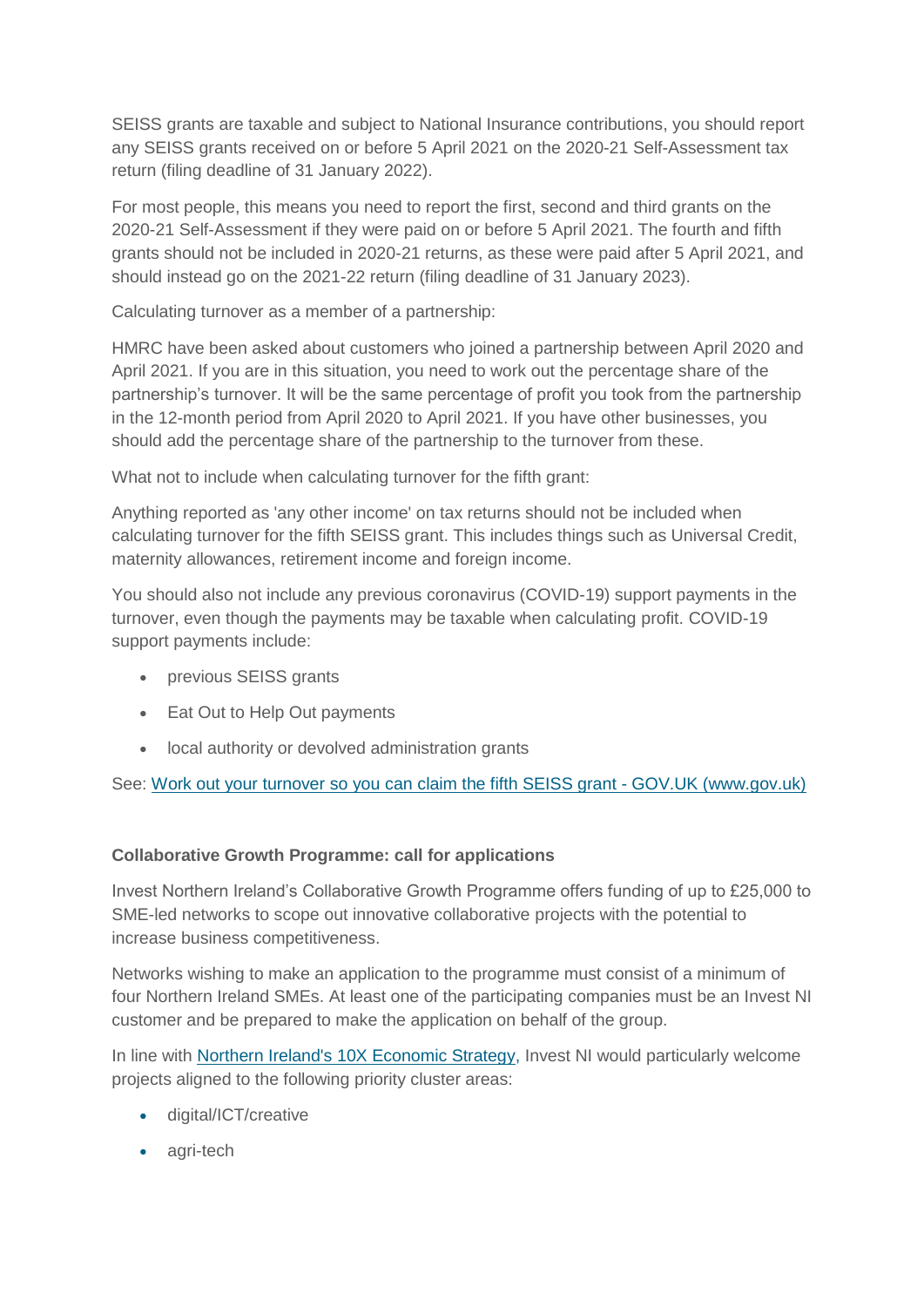SEISS grants are taxable and subject to National Insurance contributions, you should report any SEISS grants received on or before 5 April 2021 on the 2020-21 Self-Assessment tax return (filing deadline of 31 January 2022).

For most people, this means you need to report the first, second and third grants on the 2020-21 Self-Assessment if they were paid on or before 5 April 2021. The fourth and fifth grants should not be included in 2020-21 returns, as these were paid after 5 April 2021, and should instead go on the 2021-22 return (filing deadline of 31 January 2023).

Calculating turnover as a member of a partnership:

HMRC have been asked about customers who joined a partnership between April 2020 and April 2021. If you are in this situation, you need to work out the percentage share of the partnership's turnover. It will be the same percentage of profit you took from the partnership in the 12-month period from April 2020 to April 2021. If you have other businesses, you should add the percentage share of the partnership to the turnover from these.

What not to include when calculating turnover for the fifth grant:

Anything reported as 'any other income' on tax returns should not be included when calculating turnover for the fifth SEISS grant. This includes things such as Universal Credit, maternity allowances, retirement income and foreign income.

You should also not include any previous coronavirus (COVID-19) support payments in the turnover, even though the payments may be taxable when calculating profit. COVID-19 support payments include:

- previous SEISS grants
- Eat Out to Help Out payments
- local authority or devolved administration grants

See: [Work out your turnover so you can claim the fifth SEISS grant - GOV.UK (www.gov.uk)]()

**Collaborative Growth Programme: call for applications**

Invest Northern Ireland's Collaborative Growth Programme offers funding of up to £25,000 to SME-led networks to scope out innovative collaborative projects with the potential to increase business competitiveness.

Networks wishing to make an application to the programme must consist of a minimum of four Northern Ireland SMEs. At least one of the participating companies must be an Invest NI customer and be prepared to make the application on behalf of the group.

In line with [Northern Ireland's 10X Economic Strategy](), Invest NI would particularly welcome projects aligned to the following priority cluster areas:

- digital/ICT/creative
- agri-tech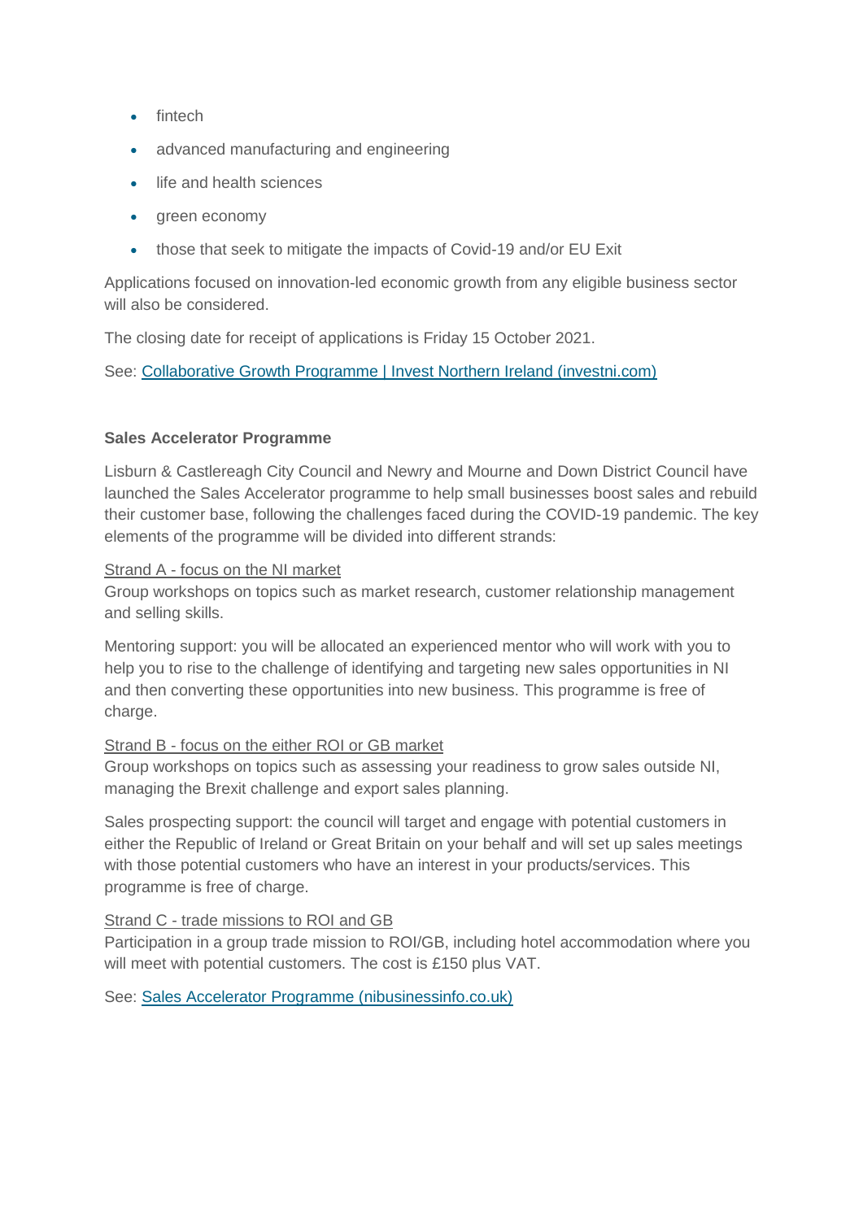- fintech
- advanced manufacturing and engineering
- life and health sciences
- green economy
- those that seek to mitigate the impacts of Covid-19 and/or EU Exit

Applications focused on innovation-led economic growth from any eligible business sector will also be considered.

The closing date for receipt of applications is Friday 15 October 2021.

See: [Collaborative Growth Programme | Invest Northern Ireland (investni.com)](investni.com)

**Sales Accelerator Programme**

Lisburn & Castlereagh City Council and Newry and Mourne and Down District Council have launched the Sales Accelerator programme to help small businesses boost sales and rebuild their customer base, following the challenges faced during the COVID-19 pandemic. The key elements of the programme will be divided into different strands:

<u>Strand A - focus on the NI market</u>
Group workshops on topics such as market research, customer relationship management and selling skills.

Mentoring support: you will be allocated an experienced mentor who will work with you to help you to rise to the challenge of identifying and targeting new sales opportunities in NI and then converting these opportunities into new business. This programme is free of charge.

<u>Strand B - focus on the either ROI or GB market</u>
Group workshops on topics such as assessing your readiness to grow sales outside NI, managing the Brexit challenge and export sales planning.

Sales prospecting support: the council will target and engage with potential customers in either the Republic of Ireland or Great Britain on your behalf and will set up sales meetings with those potential customers who have an interest in your products/services. This programme is free of charge.

<u>Strand C - trade missions to ROI and GB</u>
Participation in a group trade mission to ROI/GB, including hotel accommodation where you will meet with potential customers. The cost is £150 plus VAT.

See: [Sales Accelerator Programme (nibusinessinfo.co.uk)](nibusinessinfo.co.uk)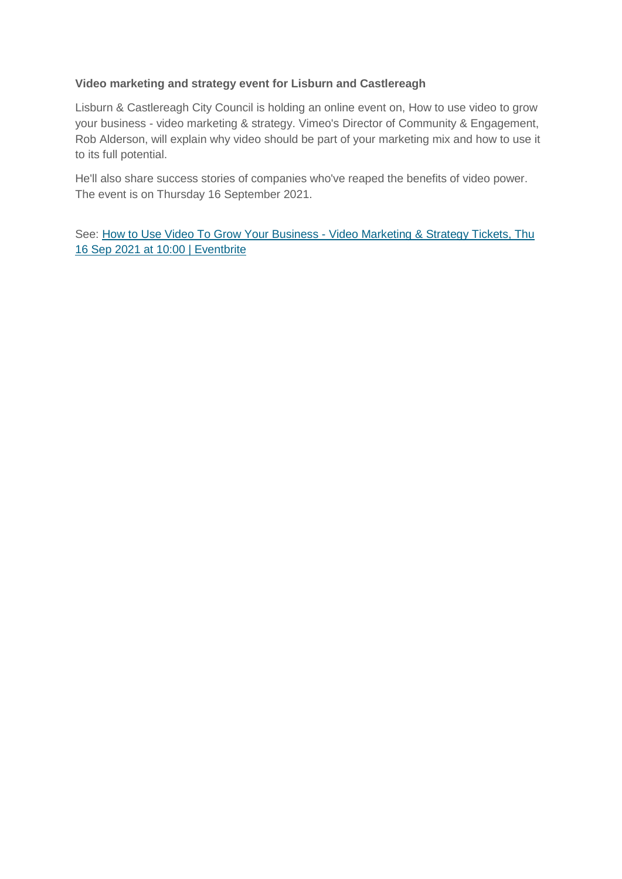**Video marketing and strategy event for Lisburn and Castlereagh**

Lisburn & Castlereagh City Council is holding an online event on, How to use video to grow your business - video marketing & strategy. Vimeo's Director of Community & Engagement, Rob Alderson, will explain why video should be part of your marketing mix and how to use it to its full potential.

He'll also share success stories of companies who've reaped the benefits of video power. The event is on Thursday 16 September 2021.

See: How to Use Video To Grow Your Business - Video Marketing & Strategy Tickets, Thu 16 Sep 2021 at 10:00 | Eventbrite